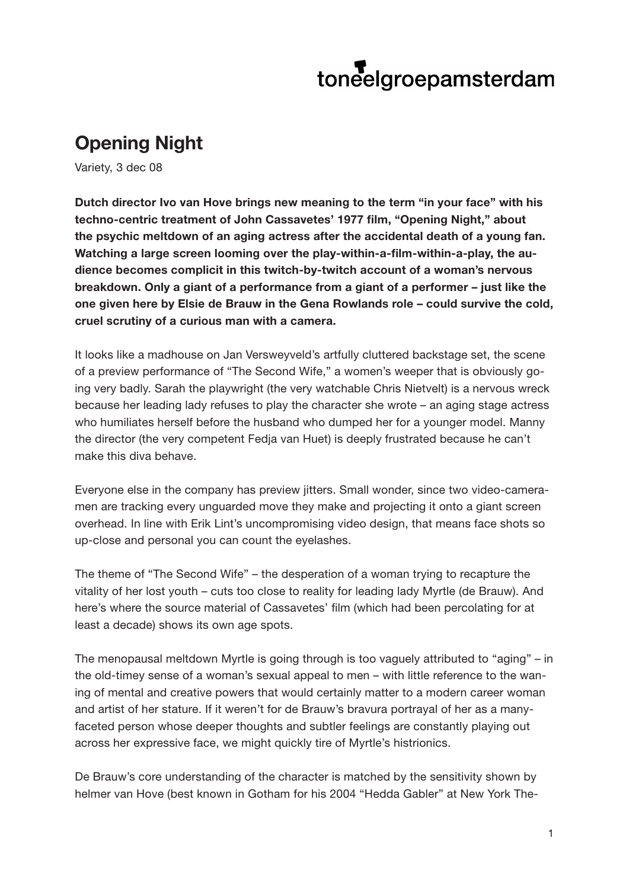toneelgroepamsterdam

# Opening Night

Variety, 3 dec 08

**Dutch director Ivo van Hove brings new meaning to the term "in your face" with his techno-centric treatment of John Cassavetes' 1977 film, "Opening Night," about the psychic meltdown of an aging actress after the accidental death of a young fan. Watching a large screen looming over the play-within-a-film-within-a-play, the audience becomes complicit in this twitch-by-twitch account of a woman's nervous breakdown. Only a giant of a performance from a giant of a performer – just like the one given here by Elsie de Brauw in the Gena Rowlands role – could survive the cold, cruel scrutiny of a curious man with a camera.**

It looks like a madhouse on Jan Versweyveld's artfully cluttered backstage set, the scene of a preview performance of "The Second Wife," a women's weeper that is obviously going very badly. Sarah the playwright (the very watchable Chris Nietvelt) is a nervous wreck because her leading lady refuses to play the character she wrote – an aging stage actress who humiliates herself before the husband who dumped her for a younger model. Manny the director (the very competent Fedja van Huet) is deeply frustrated because he can't make this diva behave.

Everyone else in the company has preview jitters. Small wonder, since two video-cameramen are tracking every unguarded move they make and projecting it onto a giant screen overhead. In line with Erik Lint's uncompromising video design, that means face shots so up-close and personal you can count the eyelashes.

The theme of "The Second Wife" – the desperation of a woman trying to recapture the vitality of her lost youth – cuts too close to reality for leading lady Myrtle (de Brauw). And here's where the source material of Cassavetes' film (which had been percolating for at least a decade) shows its own age spots.

The menopausal meltdown Myrtle is going through is too vaguely attributed to "aging" – in the old-timey sense of a woman's sexual appeal to men – with little reference to the waning of mental and creative powers that would certainly matter to a modern career woman and artist of her stature. If it weren't for de Brauw's bravura portrayal of her as a many-faceted person whose deeper thoughts and subtler feelings are constantly playing out across her expressive face, we might quickly tire of Myrtle's histrionics.

De Brauw's core understanding of the character is matched by the sensitivity shown by helmer van Hove (best known in Gotham for his 2004 "Hedda Gabler" at New York The-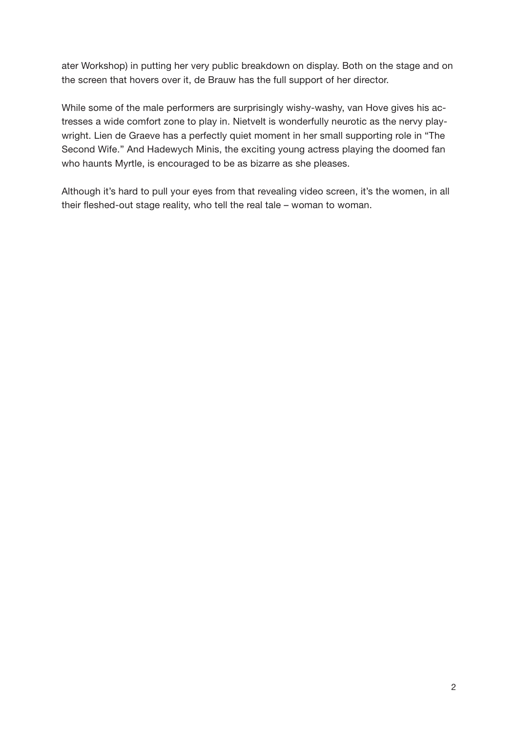ater Workshop) in putting her very public breakdown on display. Both on the stage and on the screen that hovers over it, de Brauw has the full support of her director.

While some of the male performers are surprisingly wishy-washy, van Hove gives his actresses a wide comfort zone to play in. Nietvelt is wonderfully neurotic as the nervy playwright. Lien de Graeve has a perfectly quiet moment in her small supporting role in "The Second Wife." And Hadewych Minis, the exciting young actress playing the doomed fan who haunts Myrtle, is encouraged to be as bizarre as she pleases.

Although it's hard to pull your eyes from that revealing video screen, it's the women, in all their fleshed-out stage reality, who tell the real tale – woman to woman.